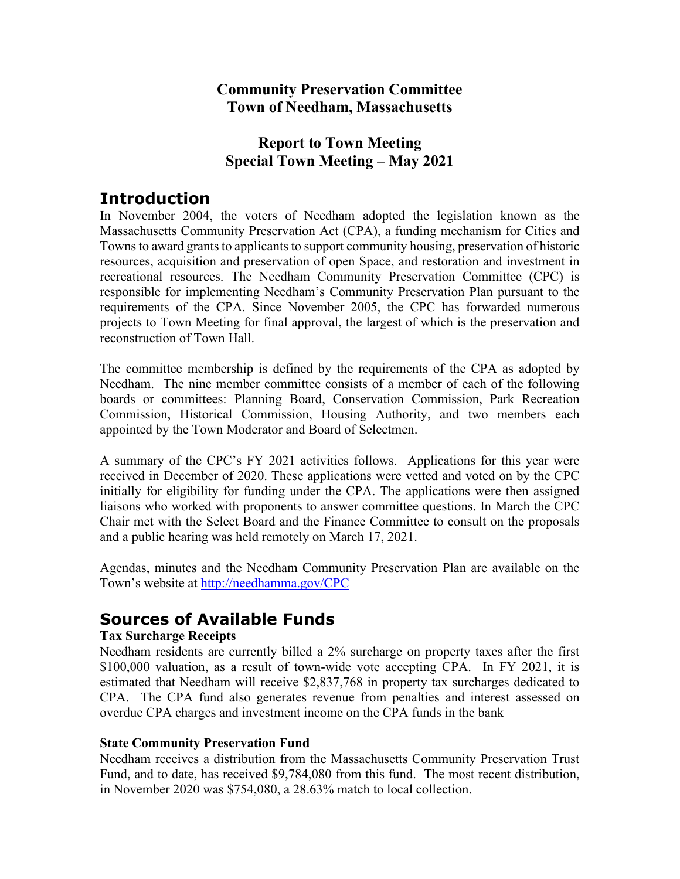**Community Preservation Committee**
**Town of Needham, Massachusetts**

**Report to Town Meeting**
**Special Town Meeting – May 2021**

# Introduction

In November 2004, the voters of Needham adopted the legislation known as the Massachusetts Community Preservation Act (CPA), a funding mechanism for Cities and Towns to award grants to applicants to support community housing, preservation of historic resources, acquisition and preservation of open Space, and restoration and investment in recreational resources. The Needham Community Preservation Committee (CPC) is responsible for implementing Needham's Community Preservation Plan pursuant to the requirements of the CPA. Since November 2005, the CPC has forwarded numerous projects to Town Meeting for final approval, the largest of which is the preservation and reconstruction of Town Hall.

The committee membership is defined by the requirements of the CPA as adopted by Needham. The nine member committee consists of a member of each of the following boards or committees: Planning Board, Conservation Commission, Park Recreation Commission, Historical Commission, Housing Authority, and two members each appointed by the Town Moderator and Board of Selectmen.

A summary of the CPC's FY 2021 activities follows. Applications for this year were received in December of 2020. These applications were vetted and voted on by the CPC initially for eligibility for funding under the CPA. The applications were then assigned liaisons who worked with proponents to answer committee questions. In March the CPC Chair met with the Select Board and the Finance Committee to consult on the proposals and a public hearing was held remotely on March 17, 2021.

Agendas, minutes and the Needham Community Preservation Plan are available on the Town's website at http://needhamma.gov/CPC

# Sources of Available Funds

**Tax Surcharge Receipts**

Needham residents are currently billed a 2% surcharge on property taxes after the first $100,000 valuation, as a result of town-wide vote accepting CPA. In FY 2021, it is estimated that Needham will receive $2,837,768 in property tax surcharges dedicated to CPA. The CPA fund also generates revenue from penalties and interest assessed on overdue CPA charges and investment income on the CPA funds in the bank

**State Community Preservation Fund**

Needham receives a distribution from the Massachusetts Community Preservation Trust Fund, and to date, has received $9,784,080 from this fund. The most recent distribution, in November 2020 was $754,080, a 28.63% match to local collection.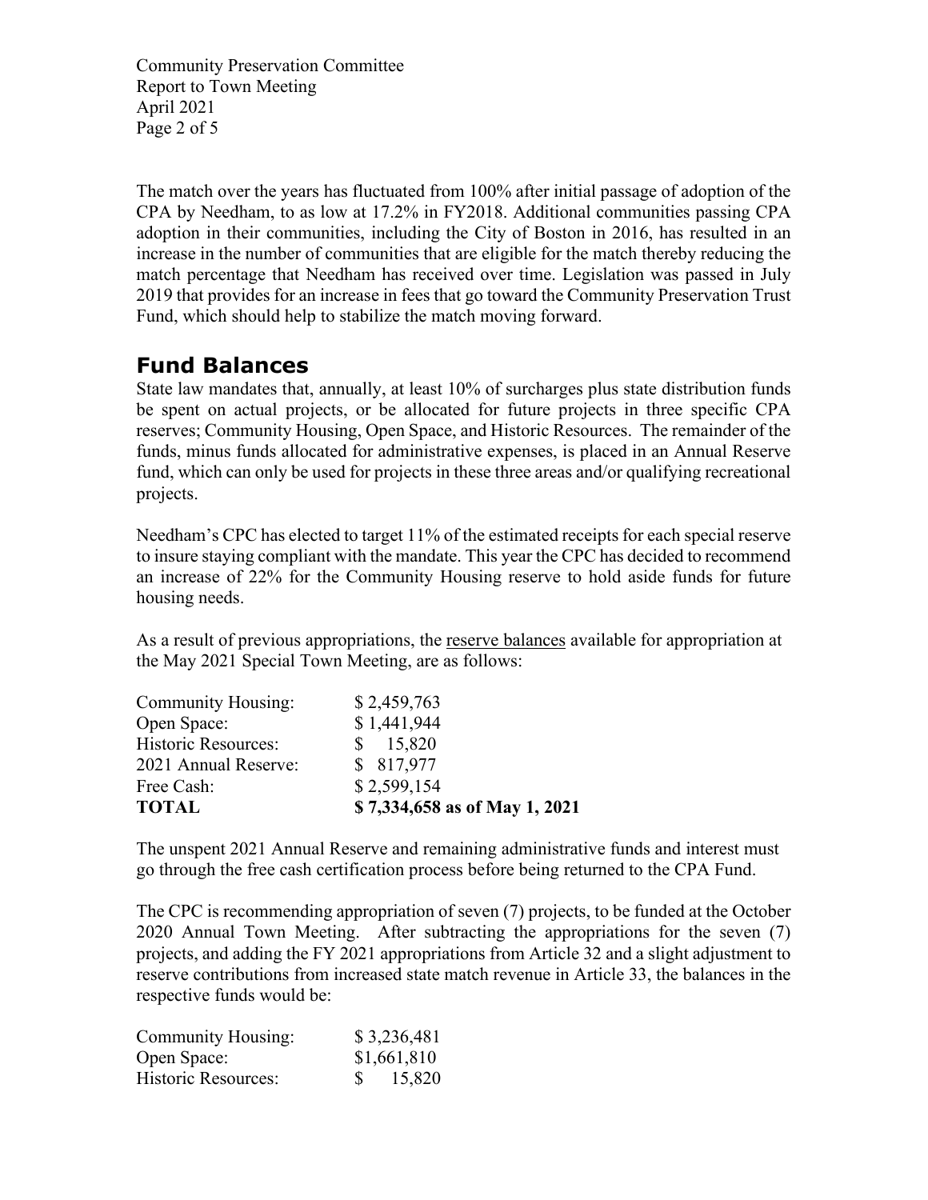The match over the years has fluctuated from 100% after initial passage of adoption of the CPA by Needham, to as low at 17.2% in FY2018. Additional communities passing CPA adoption in their communities, including the City of Boston in 2016, has resulted in an increase in the number of communities that are eligible for the match thereby reducing the match percentage that Needham has received over time. Legislation was passed in July 2019 that provides for an increase in fees that go toward the Community Preservation Trust Fund, which should help to stabilize the match moving forward.

## Fund Balances

State law mandates that, annually, at least 10% of surcharges plus state distribution funds be spent on actual projects, or be allocated for future projects in three specific CPA reserves; Community Housing, Open Space, and Historic Resources. The remainder of the funds, minus funds allocated for administrative expenses, is placed in an Annual Reserve fund, which can only be used for projects in these three areas and/or qualifying recreational projects.

Needham's CPC has elected to target 11% of the estimated receipts for each special reserve to insure staying compliant with the mandate. This year the CPC has decided to recommend an increase of 22% for the Community Housing reserve to hold aside funds for future housing needs.

As a result of previous appropriations, the reserve balances available for appropriation at the May 2021 Special Town Meeting, are as follows:

| | |
|---|---|
| Community Housing: | $ 2,459,763 |
| Open Space: | $ 1,441,944 |
| Historic Resources: | $ 15,820 |
| 2021 Annual Reserve: | $ 817,977 |
| Free Cash: | $ 2,599,154 |
| **TOTAL** | **$ 7,334,658 as of May 1, 2021** |

The unspent 2021 Annual Reserve and remaining administrative funds and interest must go through the free cash certification process before being returned to the CPA Fund.

The CPC is recommending appropriation of seven (7) projects, to be funded at the October 2020 Annual Town Meeting. After subtracting the appropriations for the seven (7) projects, and adding the FY 2021 appropriations from Article 32 and a slight adjustment to reserve contributions from increased state match revenue in Article 33, the balances in the respective funds would be:

| | |
|---|---|
| Community Housing: | $ 3,236,481 |
| Open Space: | $1,661,810 |
| Historic Resources: | $ 15,820 |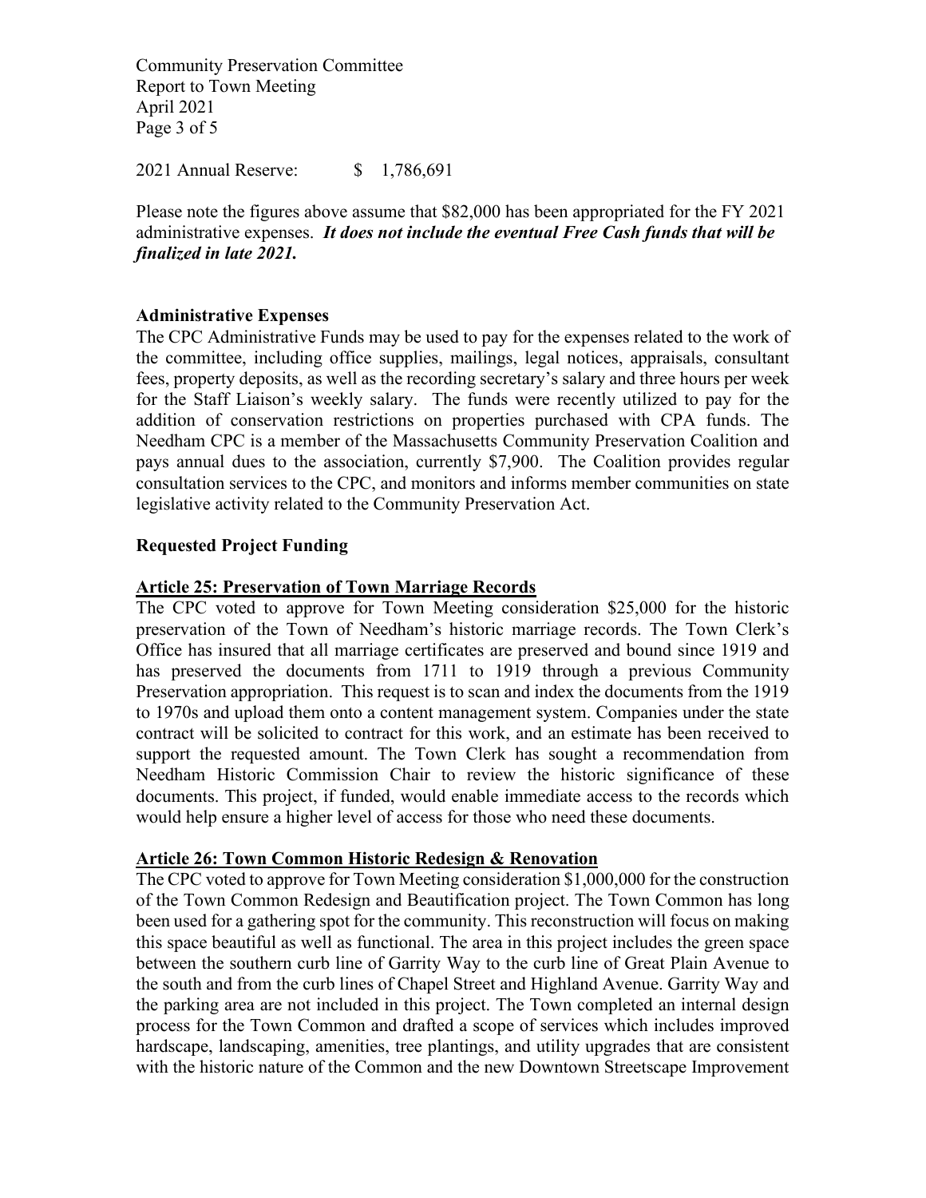2021 Annual Reserve: $ 1,786,691

Please note the figures above assume that $82,000 has been appropriated for the FY 2021 administrative expenses. ***It does not include the eventual Free Cash funds that will be finalized in late 2021.***

**Administrative Expenses**

The CPC Administrative Funds may be used to pay for the expenses related to the work of the committee, including office supplies, mailings, legal notices, appraisals, consultant fees, property deposits, as well as the recording secretary's salary and three hours per week for the Staff Liaison's weekly salary. The funds were recently utilized to pay for the addition of conservation restrictions on properties purchased with CPA funds. The Needham CPC is a member of the Massachusetts Community Preservation Coalition and pays annual dues to the association, currently $7,900. The Coalition provides regular consultation services to the CPC, and monitors and informs member communities on state legislative activity related to the Community Preservation Act.

**Requested Project Funding**

**Article 25: Preservation of Town Marriage Records**

The CPC voted to approve for Town Meeting consideration $25,000 for the historic preservation of the Town of Needham's historic marriage records. The Town Clerk's Office has insured that all marriage certificates are preserved and bound since 1919 and has preserved the documents from 1711 to 1919 through a previous Community Preservation appropriation. This request is to scan and index the documents from the 1919 to 1970s and upload them onto a content management system. Companies under the state contract will be solicited to contract for this work, and an estimate has been received to support the requested amount. The Town Clerk has sought a recommendation from Needham Historic Commission Chair to review the historic significance of these documents. This project, if funded, would enable immediate access to the records which would help ensure a higher level of access for those who need these documents.

**Article 26: Town Common Historic Redesign & Renovation**

The CPC voted to approve for Town Meeting consideration $1,000,000 for the construction of the Town Common Redesign and Beautification project. The Town Common has long been used for a gathering spot for the community. This reconstruction will focus on making this space beautiful as well as functional. The area in this project includes the green space between the southern curb line of Garrity Way to the curb line of Great Plain Avenue to the south and from the curb lines of Chapel Street and Highland Avenue. Garrity Way and the parking area are not included in this project. The Town completed an internal design process for the Town Common and drafted a scope of services which includes improved hardscape, landscaping, amenities, tree plantings, and utility upgrades that are consistent with the historic nature of the Common and the new Downtown Streetscape Improvement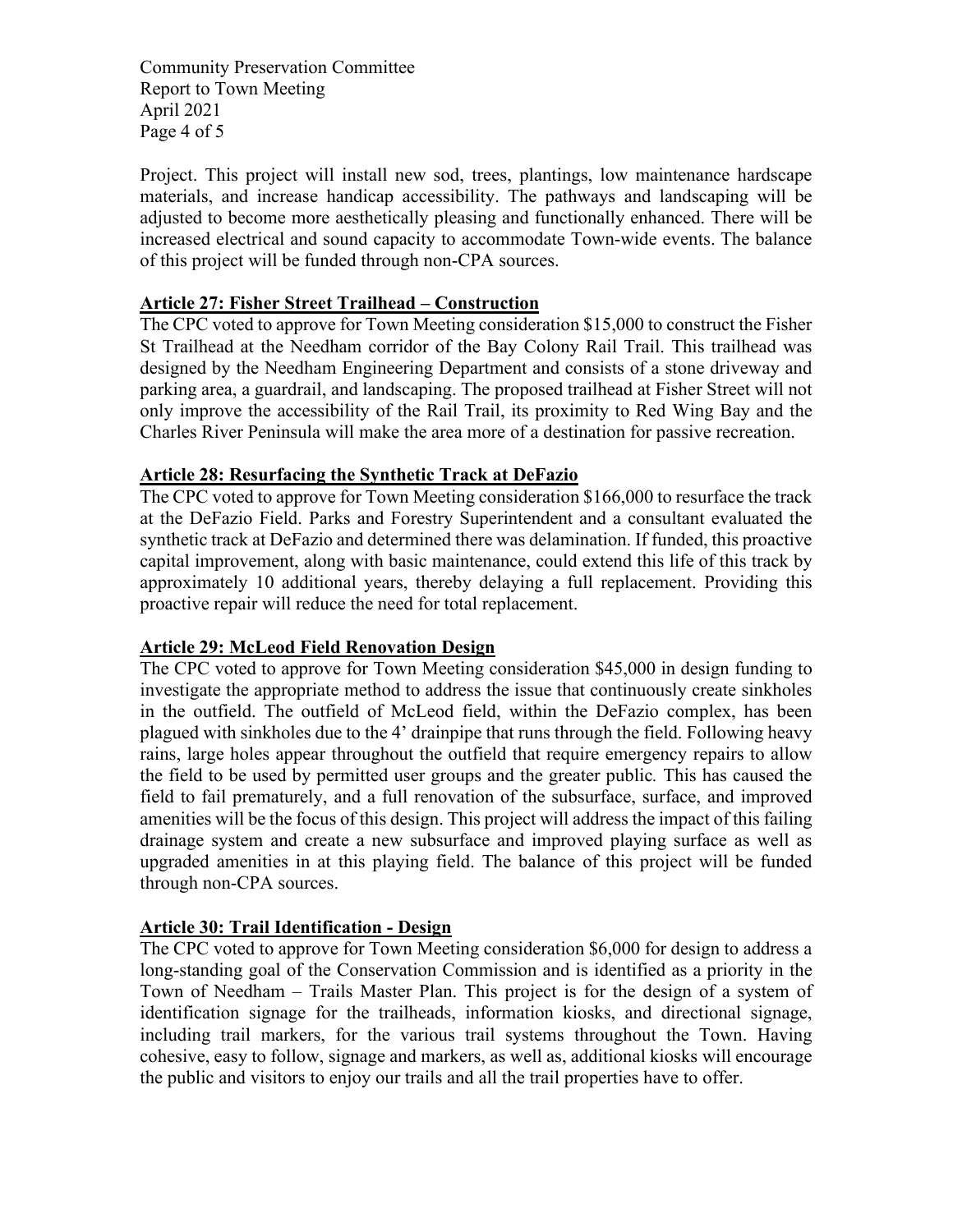Project. This project will install new sod, trees, plantings, low maintenance hardscape materials, and increase handicap accessibility. The pathways and landscaping will be adjusted to become more aesthetically pleasing and functionally enhanced. There will be increased electrical and sound capacity to accommodate Town-wide events. The balance of this project will be funded through non-CPA sources.

## Article 27: Fisher Street Trailhead – Construction

The CPC voted to approve for Town Meeting consideration $15,000 to construct the Fisher St Trailhead at the Needham corridor of the Bay Colony Rail Trail. This trailhead was designed by the Needham Engineering Department and consists of a stone driveway and parking area, a guardrail, and landscaping. The proposed trailhead at Fisher Street will not only improve the accessibility of the Rail Trail, its proximity to Red Wing Bay and the Charles River Peninsula will make the area more of a destination for passive recreation.

## Article 28: Resurfacing the Synthetic Track at DeFazio

The CPC voted to approve for Town Meeting consideration $166,000 to resurface the track at the DeFazio Field. Parks and Forestry Superintendent and a consultant evaluated the synthetic track at DeFazio and determined there was delamination. If funded, this proactive capital improvement, along with basic maintenance, could extend this life of this track by approximately 10 additional years, thereby delaying a full replacement. Providing this proactive repair will reduce the need for total replacement.

## Article 29: McLeod Field Renovation Design

The CPC voted to approve for Town Meeting consideration $45,000 in design funding to investigate the appropriate method to address the issue that continuously create sinkholes in the outfield. The outfield of McLeod field, within the DeFazio complex, has been plagued with sinkholes due to the 4' drainpipe that runs through the field. Following heavy rains, large holes appear throughout the outfield that require emergency repairs to allow the field to be used by permitted user groups and the greater public. This has caused the field to fail prematurely, and a full renovation of the subsurface, surface, and improved amenities will be the focus of this design. This project will address the impact of this failing drainage system and create a new subsurface and improved playing surface as well as upgraded amenities in at this playing field. The balance of this project will be funded through non-CPA sources.

## Article 30: Trail Identification - Design

The CPC voted to approve for Town Meeting consideration $6,000 for design to address a long-standing goal of the Conservation Commission and is identified as a priority in the Town of Needham – Trails Master Plan. This project is for the design of a system of identification signage for the trailheads, information kiosks, and directional signage, including trail markers, for the various trail systems throughout the Town. Having cohesive, easy to follow, signage and markers, as well as, additional kiosks will encourage the public and visitors to enjoy our trails and all the trail properties have to offer.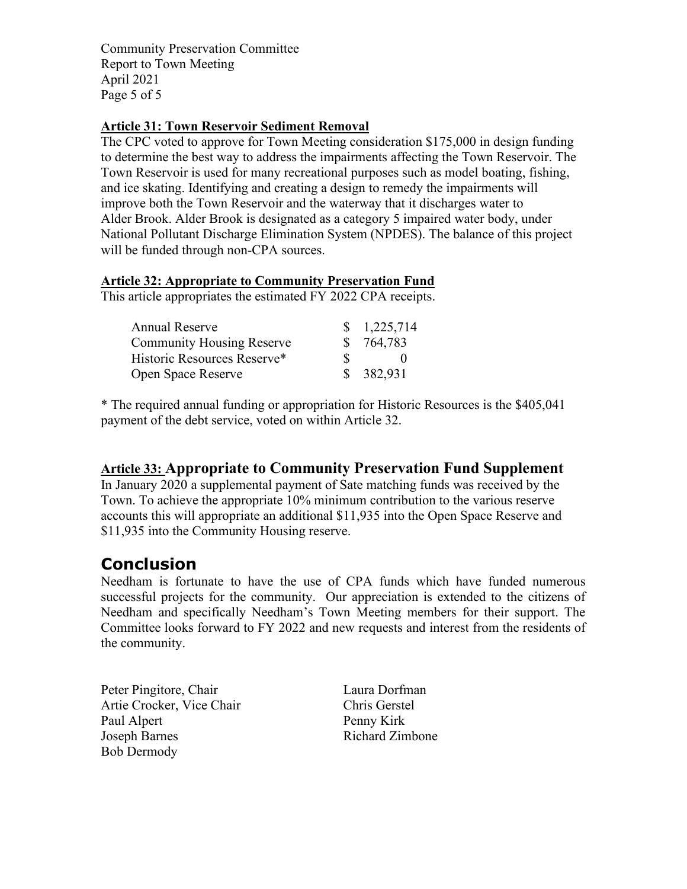### Article 31: Town Reservoir Sediment Removal

The CPC voted to approve for Town Meeting consideration $175,000 in design funding to determine the best way to address the impairments affecting the Town Reservoir. The Town Reservoir is used for many recreational purposes such as model boating, fishing, and ice skating. Identifying and creating a design to remedy the impairments will improve both the Town Reservoir and the waterway that it discharges water to Alder Brook. Alder Brook is designated as a category 5 impaired water body, under National Pollutant Discharge Elimination System (NPDES). The balance of this project will be funded through non-CPA sources.

### Article 32: Appropriate to Community Preservation Fund

This article appropriates the estimated FY 2022 CPA receipts.

| | |
|---|---|
| Annual Reserve | $ 1,225,714 |
| Community Housing Reserve | $ 764,783 |
| Historic Resources Reserve* | $ 0 |
| Open Space Reserve | $ 382,931 |

* The required annual funding or appropriation for Historic Resources is the $405,041 payment of the debt service, voted on within Article 32.

### Article 33: Appropriate to Community Preservation Fund Supplement

In January 2020 a supplemental payment of Sate matching funds was received by the Town. To achieve the appropriate 10% minimum contribution to the various reserve accounts this will appropriate an additional $11,935 into the Open Space Reserve and $11,935 into the Community Housing reserve.

## Conclusion

Needham is fortunate to have the use of CPA funds which have funded numerous successful projects for the community. Our appreciation is extended to the citizens of Needham and specifically Needham's Town Meeting members for their support. The Committee looks forward to FY 2022 and new requests and interest from the residents of the community.

Peter Pingitore, Chair
Artie Crocker, Vice Chair
Paul Alpert
Joseph Barnes
Bob Dermody
Laura Dorfman
Chris Gerstel
Penny Kirk
Richard Zimbone